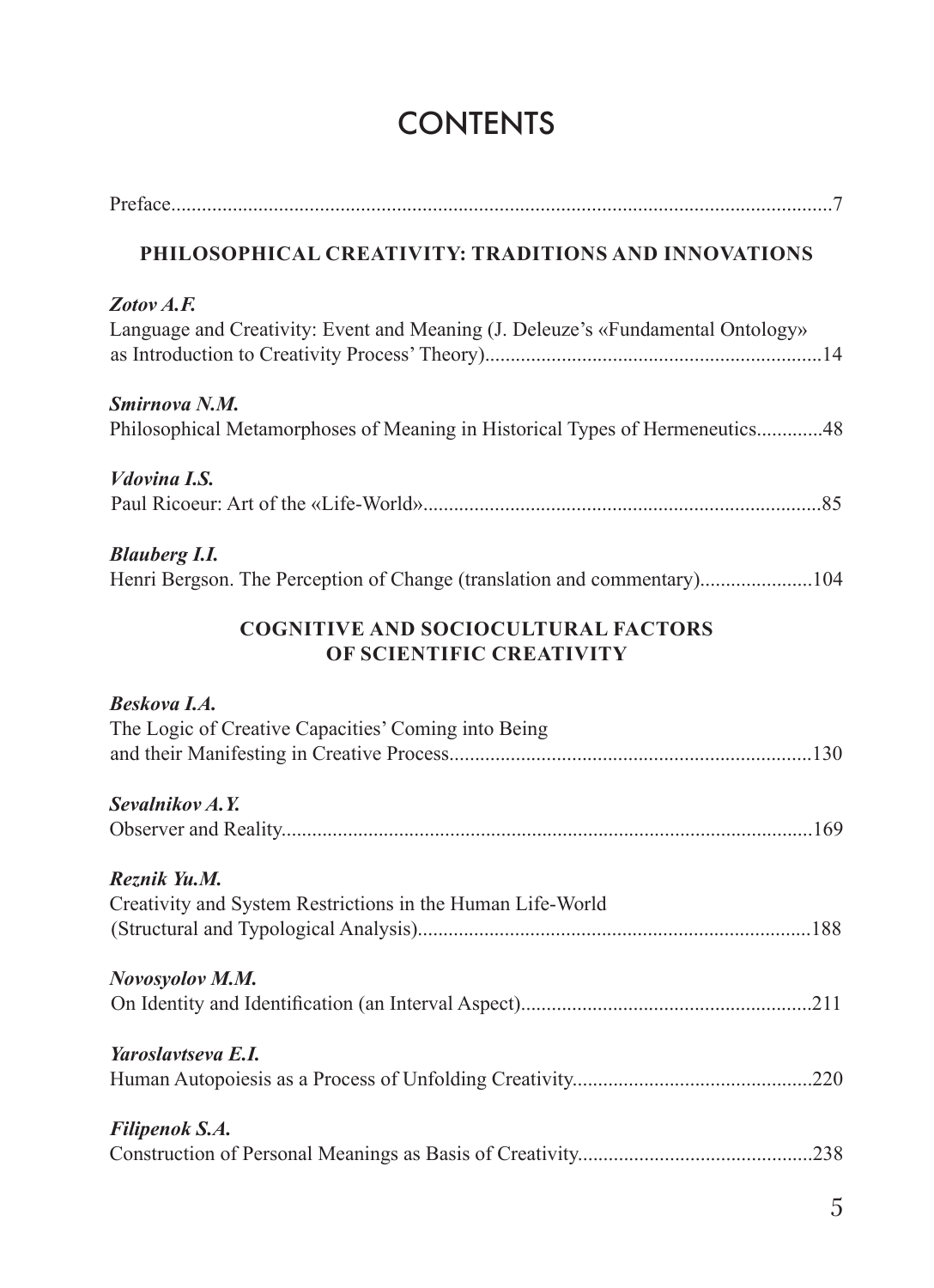# CONTENTS

Preface....7

## PHILOSOPHICAL CREATIVITY: TRADITIONS AND INNOVATIONS

***Zotov A.F.***
Language and Creativity: Event and Meaning (J. Deleuze's «Fundamental Ontology» as Introduction to Creativity Process' Theory)....14

***Smirnova N.M.***
Philosophical Metamorphoses of Meaning in Historical Types of Hermeneutics....48

***Vdovina I.S.***
Paul Ricoeur: Art of the «Life-World»....85

***Blauberg I.I.***
Henri Bergson. The Perception of Change (translation and commentary)....104

## COGNITIVE AND SOCIOCULTURAL FACTORS OF SCIENTIFIC CREATIVITY

***Beskova I.A.***
The Logic of Creative Capacities' Coming into Being and their Manifesting in Creative Process....130

***Sevalnikov A.Y.***
Observer and Reality....169

***Reznik Yu.M.***
Creativity and System Restrictions in the Human Life-World (Structural and Typological Analysis)....188

***Novosyolov M.M.***
On Identity and Identification (an Interval Aspect)....211

***Yaroslavtseva E.I.***
Human Autopoiesis as a Process of Unfolding Creativity....220

***Filipenok S.A.***
Construction of Personal Meanings as Basis of Creativity....238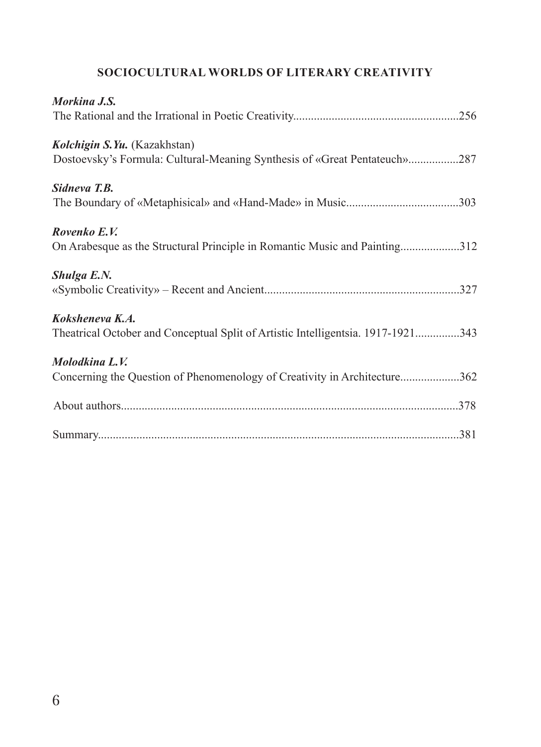## SOCIOCULTURAL WORLDS OF LITERARY CREATIVITY

***Morkina J.S.***
The Rational and the Irrational in Poetic Creativity........................................................256

***Kolchigin S.Yu.*** (Kazakhstan)
Dostoevsky's Formula: Cultural-Meaning Synthesis of «Great Pentateuch».................287

***Sidneva T.B.***
The Boundary of «Metaphisical» and «Hand-Made» in Music......................................303

***Rovenko E.V.***
On Arabesque as the Structural Principle in Romantic Music and Painting....................312

***Shulga E.N.***
«Symbolic Creativity» – Recent and Ancient.................................................................327

***Koksheneva K.A.***
Theatrical October and Conceptual Split of Artistic Intelligentsia. 1917-1921..............343

***Molodkina L.V.***
Concerning the Question of Phenomenology of Creativity in Architecture....................362

About authors..................................................................................................................378

Summary..........................................................................................................................381